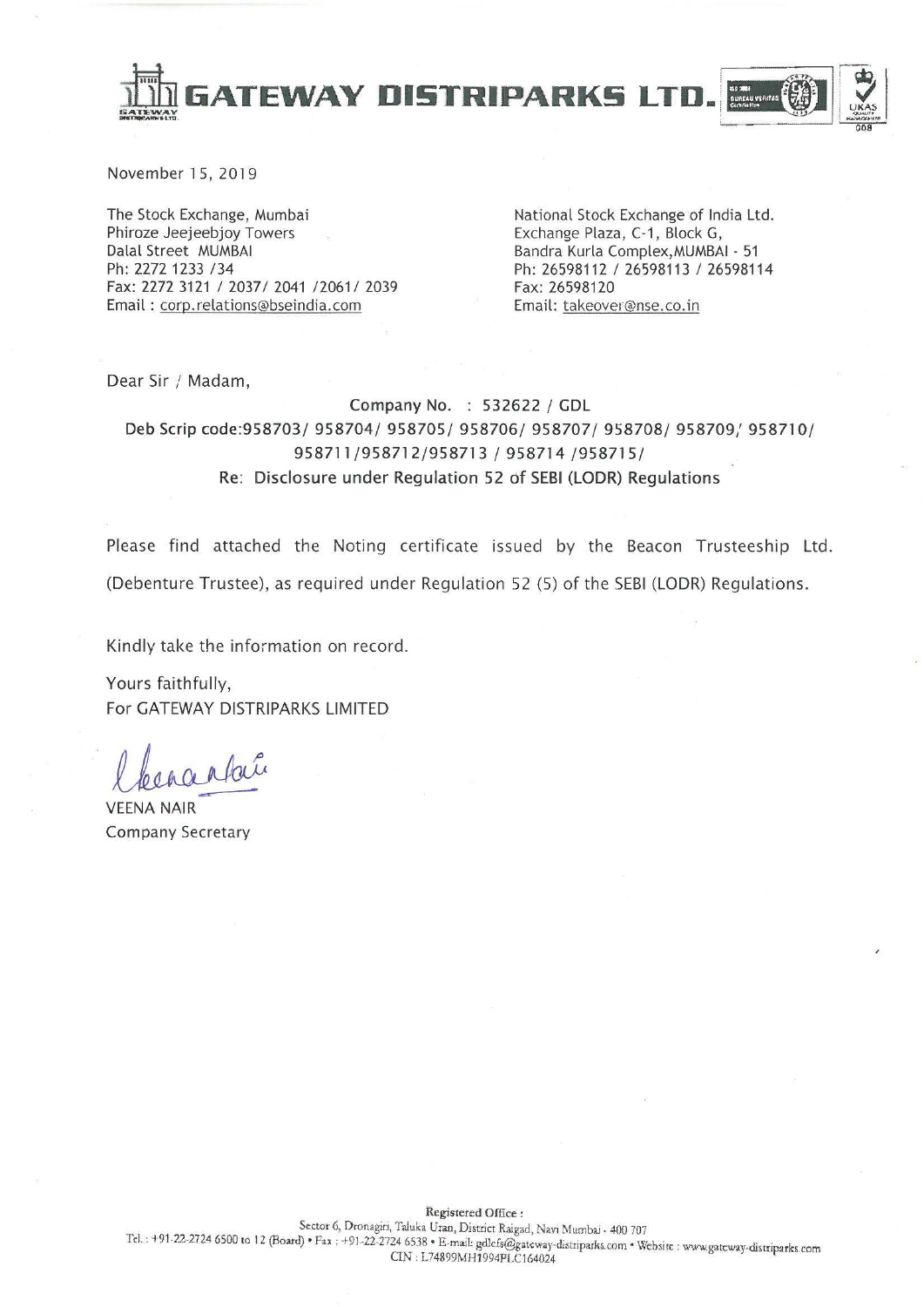# GATEWAY DISTRIPARKS LTD.

November 15, 2019

The Stock Exchange, Mumbai
Phiroze Jeejeebjoy Towers
Dalal Street MUMBAI
Ph: 2272 1233 /34
Fax: 2272 3121 / 2037/ 2041 /2061/ 2039
Email : corp.relations@bseindia.com

National Stock Exchange of India Ltd.
Exchange Plaza, C-1, Block G,
Bandra Kurla Complex,MUMBAI - 51
Ph: 26598112 / 26598113 / 26598114
Fax: 26598120
Email: takeover@nse.co.in

Dear Sir / Madam,

**Company No. : 532622 / GDL**
**Deb Scrip code:958703/ 958704/ 958705/ 958706/ 958707/ 958708/ 958709/ 958710/ 958711/958712/958713 / 958714 /958715/**
**Re: Disclosure under Regulation 52 of SEBI (LODR) Regulations**

Please find attached the Noting certificate issued by the Beacon Trusteeship Ltd. (Debenture Trustee), as required under Regulation 52 (5) of the SEBI (LODR) Regulations.

Kindly take the information on record.

Yours faithfully,
For GATEWAY DISTRIPARKS LIMITED

VEENA NAIR
Company Secretary

Registered Office :
Sector 6, Dronagiri, Taluka Uran, District Raigad, Navi Mumbai - 400 707
Tel. : +91-22-2724 6500 to 12 (Board) • Fax : +91-22-2724 6538 • E-mail: gdlcfs@gateway-distriparks.com • Website : www.gateway-distriparks.com
CIN : L74899MH1994PLC164024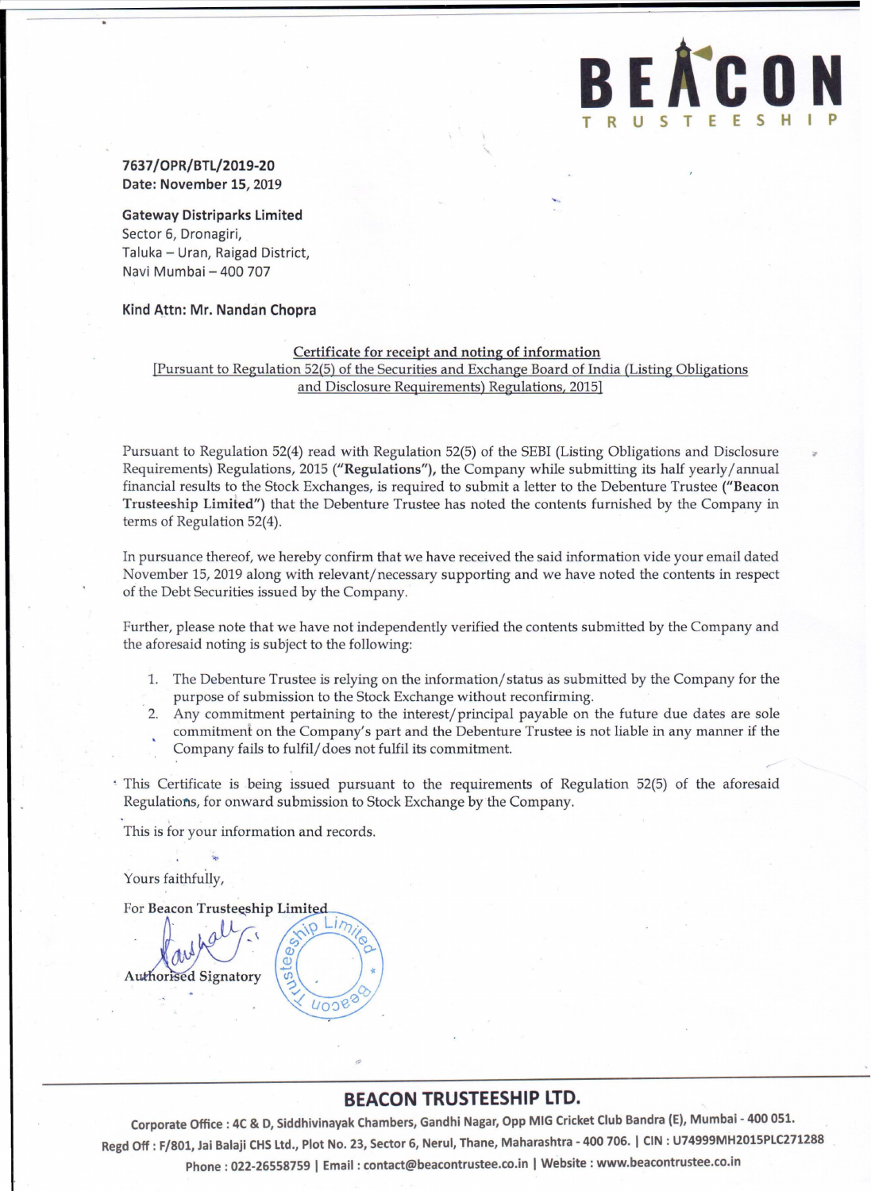**BEACON**
TRUSTEESHIP

**7637/OPR/BTL/2019-20**
**Date: November 15, 2019**

**Gateway Distriparks Limited**
Sector 6, Dronagiri,
Taluka – Uran, Raigad District,
Navi Mumbai – 400 707

**Kind Attn: Mr. Nandan Chopra**

Certificate for receipt and noting of information
[Pursuant to Regulation 52(5) of the Securities and Exchange Board of India (Listing Obligations and Disclosure Requirements) Regulations, 2015]

Pursuant to Regulation 52(4) read with Regulation 52(5) of the SEBI (Listing Obligations and Disclosure Requirements) Regulations, 2015 (**"Regulations"**), the Company while submitting its half yearly/annual financial results to the Stock Exchanges, is required to submit a letter to the Debenture Trustee (**"Beacon Trusteeship Limited"**) that the Debenture Trustee has noted the contents furnished by the Company in terms of Regulation 52(4).

In pursuance thereof, we hereby confirm that we have received the said information vide your email dated November 15, 2019 along with relevant/necessary supporting and we have noted the contents in respect of the Debt Securities issued by the Company.

Further, please note that we have not independently verified the contents submitted by the Company and the aforesaid noting is subject to the following:

1. The Debenture Trustee is relying on the information/status as submitted by the Company for the purpose of submission to the Stock Exchange without reconfirming.
2. Any commitment pertaining to the interest/principal payable on the future due dates are sole commitment on the Company's part and the Debenture Trustee is not liable in any manner if the Company fails to fulfil/does not fulfil its commitment.

This Certificate is being issued pursuant to the requirements of Regulation 52(5) of the aforesaid Regulations, for onward submission to Stock Exchange by the Company.

This is for your information and records.

Yours faithfully,

For **Beacon Trusteeship Limited**

Authorised Signatory

**BEACON TRUSTEESHIP LTD.**

Corporate Office : 4C & D, Siddhivinayak Chambers, Gandhi Nagar, Opp MIG Cricket Club Bandra (E), Mumbai - 400 051.
Regd Off : F/801, Jai Balaji CHS Ltd., Plot No. 23, Sector 6, Nerul, Thane, Maharashtra - 400 706. | CIN : U74999MH2015PLC271288
Phone : 022-26558759 | Email : contact@beacontrustee.co.in | Website : www.beacontrustee.co.in